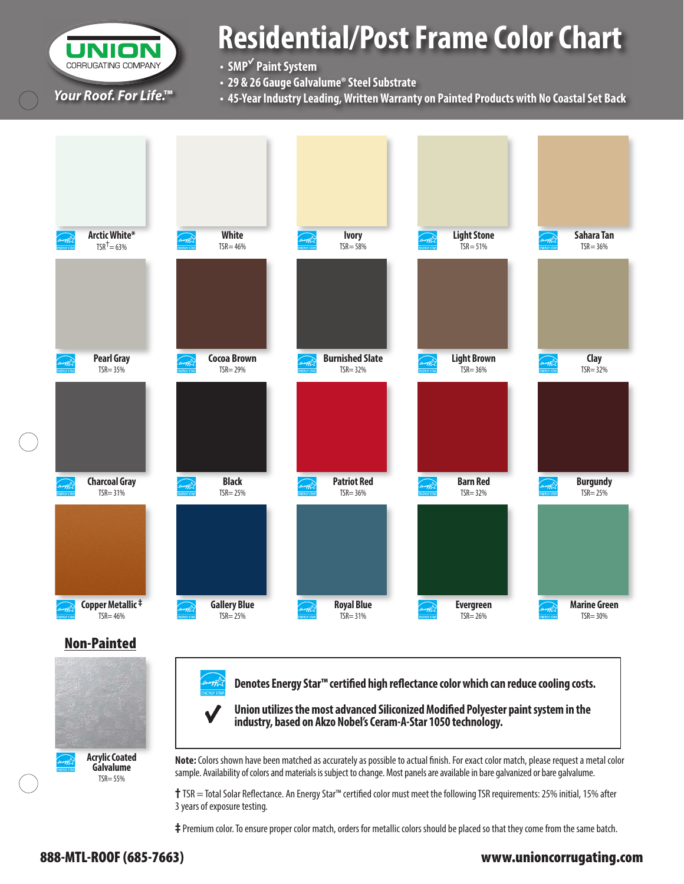UNION CORRUGATING COMPANY

*Your Roof. For Life.™*

# Residential/Post Frame Color Chart

- SMP✓ Paint System
- 29 & 26 Gauge Galvalume® Steel Substrate
- 45-Year Industry Leading, Written Warranty on Painted Products with No Coastal Set Back

| Color | TSR |
|---|---|
| Arctic White* | TSR† = 63% |
| White | TSR = 46% |
| Ivory | TSR = 58% |
| Light Stone | TSR = 51% |
| Sahara Tan | TSR = 36% |
| Pearl Gray | TSR = 35% |
| Cocoa Brown | TSR = 29% |
| Burnished Slate | TSR = 32% |
| Light Brown | TSR = 36% |
| Clay | TSR = 32% |
| Charcoal Gray | TSR = 31% |
| Black | TSR = 25% |
| Patriot Red | TSR = 36% |
| Barn Red | TSR = 32% |
| Burgundy | TSR = 25% |
| Copper Metallic ‡ | TSR = 46% |
| Gallery Blue | TSR = 25% |
| Royal Blue | TSR = 31% |
| Evergreen | TSR = 26% |
| Marine Green | TSR = 30% |

## Non-Painted

| Color | TSR |
|---|---|
| Acrylic Coated Galvalume | TSR = 55% |

**Denotes Energy Star™ certified high reflectance color which can reduce cooling costs.**

✓ **Union utilizes the most advanced Siliconized Modified Polyester paint system in the industry, based on Akzo Nobel's Ceram-A-Star 1050 technology.**

**Note:** Colors shown have been matched as accurately as possible to actual finish. For exact color match, please request a metal color sample. Availability of colors and materials is subject to change. Most panels are available in bare galvanized or bare galvalume.

† TSR = Total Solar Reflectance. An Energy Star™ certified color must meet the following TSR requirements: 25% initial, 15% after 3 years of exposure testing.

‡ Premium color. To ensure proper color match, orders for metallic colors should be placed so that they come from the same batch.

**888-MTL-ROOF (685-7663)**

**www.unioncorrugating.com**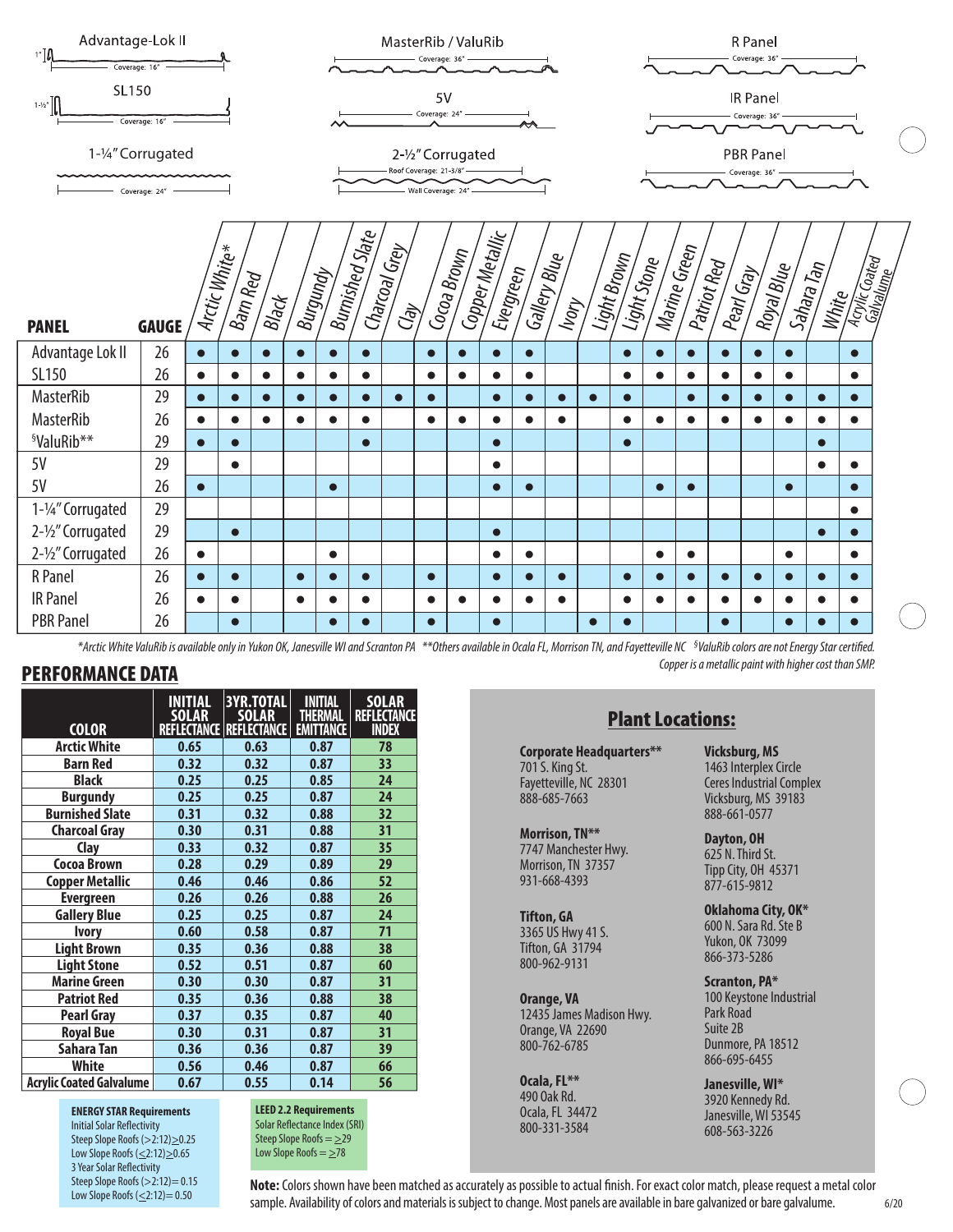Advantage-Lok II

1"

Coverage: 16"

SL150

1-½"

Coverage: 16"

1-¼" Corrugated

Coverage: 24"

MasterRib / ValuRib

Coverage: 36"

5V

Coverage: 24"

2-½" Corrugated

Roof Coverage: 21-3/8"

Wall Coverage: 24"

R Panel

Coverage: 36"

IR Panel

Coverage: 36"

PBR Panel

Coverage: 36"

| PANEL | GAUGE | Arctic White* | Barn Red | Black | Burgundy | Burnished Slate | Charcoal Grey | Clay | Cocoa Brown | Copper Metallic | Evergreen | Gallery Blue | Ivory | Light Brown | Light Stone | Marine Green | Patriot Red | Pearl Gray | Royal Blue | Sahara Tan | White | Acrylic Coated Galvalume |
|---|---|---|---|---|---|---|---|---|---|---|---|---|---|---|---|---|---|---|---|---|---|---|
| Advantage Lok II | 26 | ● | ● | ● | ● | ● | ● | | ● | ● | ● | ● | | | ● | ● | ● | ● | ● | ● | | ● |
| SL150 | 26 | ● | ● | ● | ● | ● | ● | | ● | ● | ● | ● | | | ● | ● | ● | ● | ● | ● | | ● |
| MasterRib | 29 | ● | ● | ● | ● | ● | ● | ● | ● | | ● | ● | ● | ● | ● | | ● | ● | ● | ● | ● | ● |
| MasterRib | 26 | ● | ● | ● | ● | ● | ● | | ● | ● | ● | ● | ● | | ● | ● | ● | ● | ● | ● | ● | ● |
| §ValuRib** | 29 | ● | ● | | | | ● | | | | ● | | | | ● | | | | | | ● | |
| 5V | 29 | | ● | | | | | | | | ● | | | | | | | | | | ● | ● |
| 5V | 26 | ● | | | | ● | | | | | ● | ● | | | | ● | ● | | | ● | | ● |
| 1-¼" Corrugated | 29 | | | | | | | | | | | | | | | | | | | | | ● |
| 2-½" Corrugated | 29 | | ● | | | | | | | | ● | | | | | | | | | | ● | ● |
| 2-½" Corrugated | 26 | ● | | | | ● | | | | | ● | ● | | | | ● | ● | | | ● | | ● |
| R Panel | 26 | ● | ● | | ● | ● | ● | | ● | | ● | ● | ● | | ● | ● | ● | ● | ● | ● | ● | ● |
| IR Panel | 26 | ● | ● | | ● | ● | ● | | ● | ● | ● | ● | ● | | ● | ● | ● | ● | ● | ● | ● | ● |
| PBR Panel | 26 | | ● | | | ● | ● | | ● | | ● | | | ● | ● | | | ● | | ● | ● | ● |

*Arctic White ValuRib is available only in Yukon OK, Janesville WI and Scranton PA **Others available in Ocala FL, Morrison TN, and Fayetteville NC §ValuRib colors are not Energy Star certified. Copper is a metallic paint with higher cost than SMP.

## PERFORMANCE DATA

| COLOR | INITIAL SOLAR REFLECTANCE | 3YR.TOTAL SOLAR REFLECTANCE | INITIAL THERMAL EMITTANCE | SOLAR REFLECTANCE INDEX |
|---|---|---|---|---|
| Arctic White | 0.65 | 0.63 | 0.87 | 78 |
| Barn Red | 0.32 | 0.32 | 0.87 | 33 |
| Black | 0.25 | 0.25 | 0.85 | 24 |
| Burgundy | 0.25 | 0.25 | 0.87 | 24 |
| Burnished Slate | 0.31 | 0.32 | 0.88 | 32 |
| Charcoal Gray | 0.30 | 0.31 | 0.88 | 31 |
| Clay | 0.33 | 0.32 | 0.87 | 35 |
| Cocoa Brown | 0.28 | 0.29 | 0.89 | 29 |
| Copper Metallic | 0.46 | 0.46 | 0.86 | 52 |
| Evergreen | 0.26 | 0.26 | 0.88 | 26 |
| Gallery Blue | 0.25 | 0.25 | 0.87 | 24 |
| Ivory | 0.60 | 0.58 | 0.87 | 71 |
| Light Brown | 0.35 | 0.36 | 0.88 | 38 |
| Light Stone | 0.52 | 0.51 | 0.87 | 60 |
| Marine Green | 0.30 | 0.30 | 0.87 | 31 |
| Patriot Red | 0.35 | 0.36 | 0.88 | 38 |
| Pearl Gray | 0.37 | 0.35 | 0.87 | 40 |
| Royal Bue | 0.30 | 0.31 | 0.87 | 31 |
| Sahara Tan | 0.36 | 0.36 | 0.87 | 39 |
| White | 0.56 | 0.46 | 0.87 | 66 |
| Acrylic Coated Galvalume | 0.67 | 0.55 | 0.14 | 56 |

**ENERGY STAR Requirements**
Initial Solar Reflectivity
Steep Slope Roofs (>2:12)≥0.25
Low Slope Roofs (≤2:12)≥0.65
3 Year Solar Reflectivity
Steep Slope Roofs (>2:12)= 0.15
Low Slope Roofs (≤2:12)= 0.50

**LEED 2.2 Requirements**
Solar Reflectance Index (SRI)
Steep Slope Roofs = ≥29
Low Slope Roofs = ≥78

## Plant Locations:

**Corporate Headquarters****
701 S. King St.
Fayetteville, NC 28301
888-685-7663

**Morrison, TN****
7747 Manchester Hwy.
Morrison, TN 37357
931-668-4393

**Tifton, GA**
3365 US Hwy 41 S.
Tifton, GA 31794
800-962-9131

**Orange, VA**
12435 James Madison Hwy.
Orange, VA 22690
800-762-6785

**Ocala, FL****
490 Oak Rd.
Ocala, FL 34472
800-331-3584

**Vicksburg, MS**
1463 Interplex Circle
Ceres Industrial Complex
Vicksburg, MS 39183
888-661-0577

**Dayton, OH**
625 N. Third St.
Tipp City, OH 45371
877-615-9812

**Oklahoma City, OK***
600 N. Sara Rd. Ste B
Yukon, OK 73099
866-373-5286

**Scranton, PA***
100 Keystone Industrial
Park Road
Suite 2B
Dunmore, PA 18512
866-695-6455

**Janesville, WI***
3920 Kennedy Rd.
Janesville, WI 53545
608-563-3226

**Note:** Colors shown have been matched as accurately as possible to actual finish. For exact color match, please request a metal color sample. Availability of colors and materials is subject to change. Most panels are available in bare galvanized or bare galvalume.

6/20